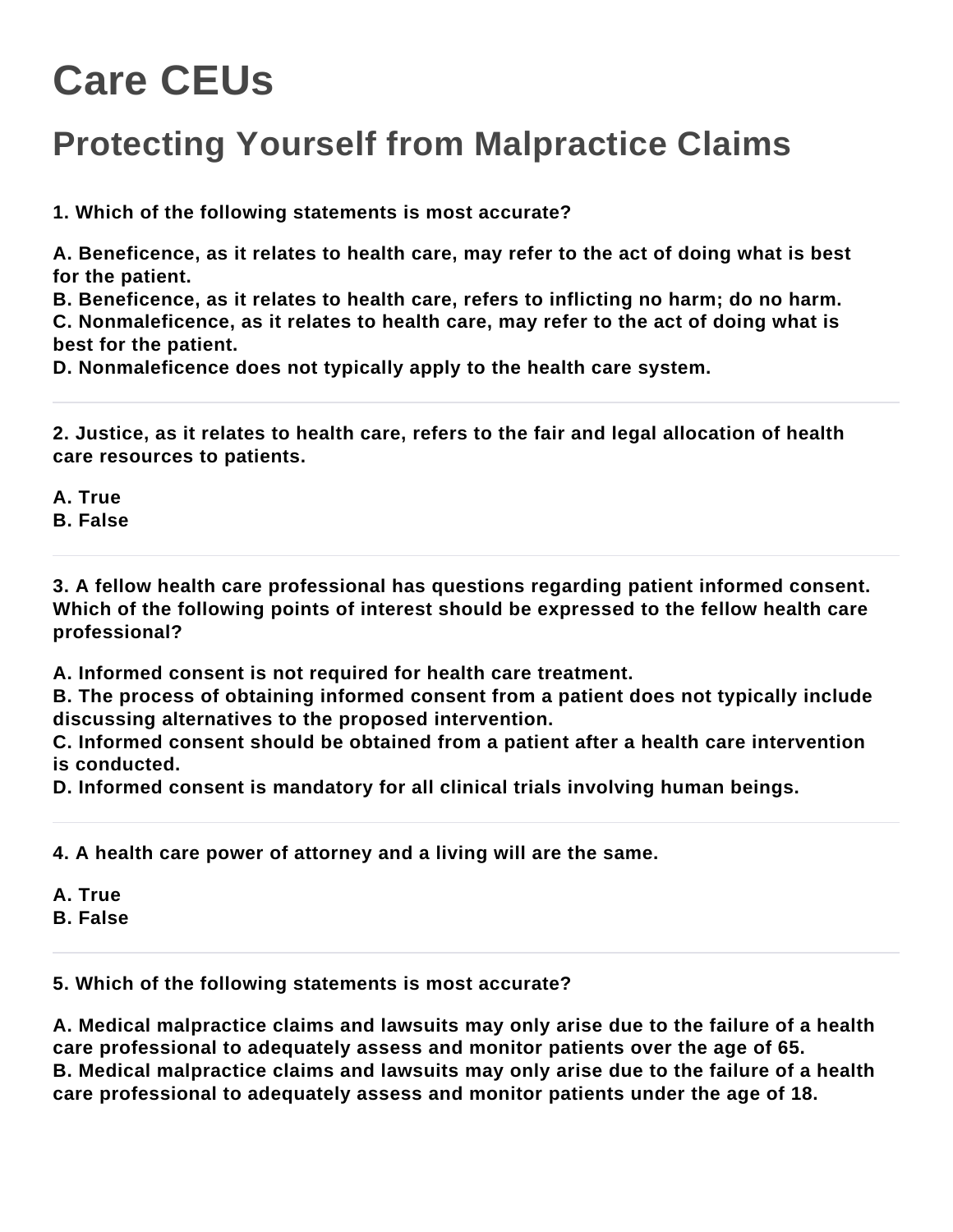# Care CEUs

## Protecting Yourself from Malpractice Claims

**1. Which of the following statements is most accurate?**

**A. Beneficence, as it relates to health care, may refer to the act of doing what is best for the patient.**
**B. Beneficence, as it relates to health care, refers to inflicting no harm; do no harm.**
**C. Nonmaleficence, as it relates to health care, may refer to the act of doing what is best for the patient.**
**D. Nonmaleficence does not typically apply to the health care system.**

---

**2. Justice, as it relates to health care, refers to the fair and legal allocation of health care resources to patients.**

**A. True**
**B. False**

---

**3. A fellow health care professional has questions regarding patient informed consent. Which of the following points of interest should be expressed to the fellow health care professional?**

**A. Informed consent is not required for health care treatment.**
**B. The process of obtaining informed consent from a patient does not typically include discussing alternatives to the proposed intervention.**
**C. Informed consent should be obtained from a patient after a health care intervention is conducted.**
**D. Informed consent is mandatory for all clinical trials involving human beings.**

---

**4. A health care power of attorney and a living will are the same.**

**A. True**
**B. False**

---

**5. Which of the following statements is most accurate?**

**A. Medical malpractice claims and lawsuits may only arise due to the failure of a health care professional to adequately assess and monitor patients over the age of 65.**
**B. Medical malpractice claims and lawsuits may only arise due to the failure of a health care professional to adequately assess and monitor patients under the age of 18.**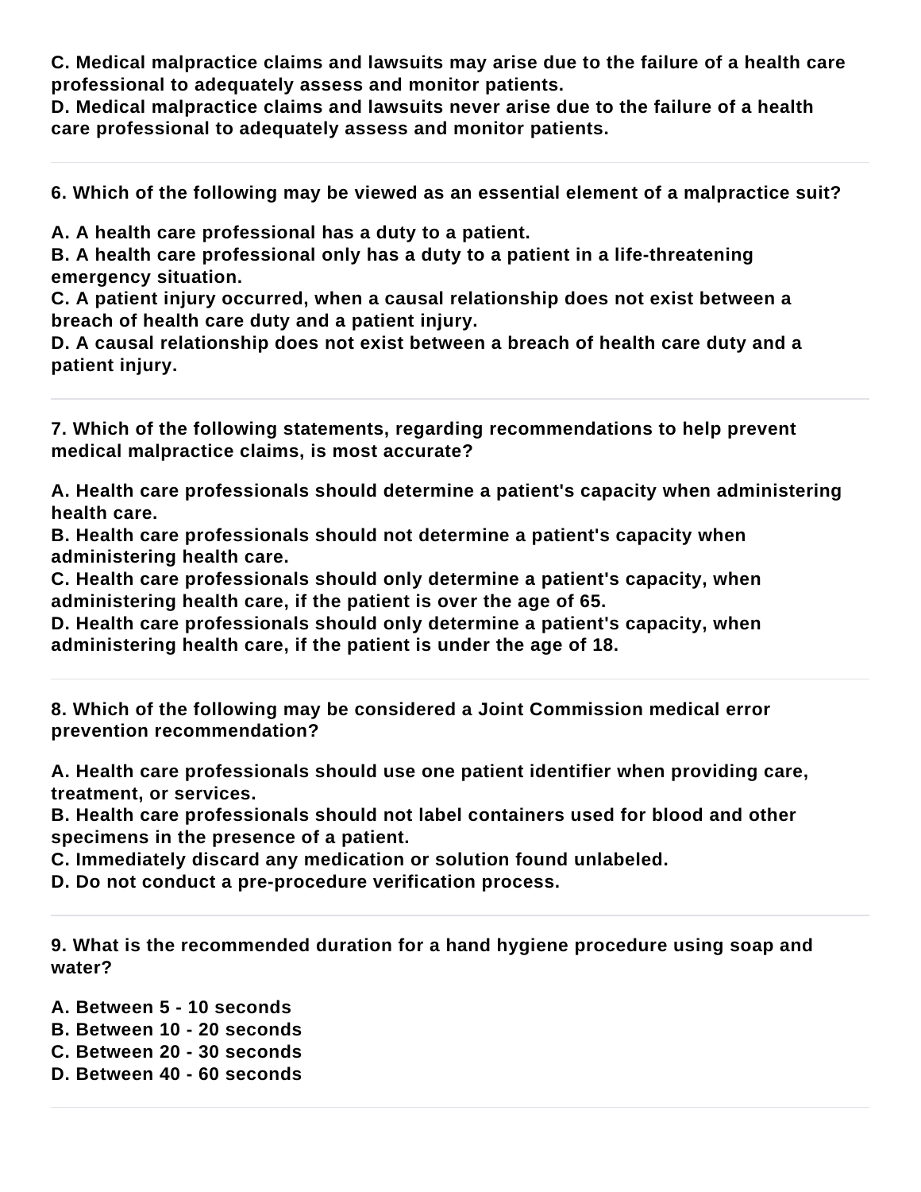**C. Medical malpractice claims and lawsuits may arise due to the failure of a health care professional to adequately assess and monitor patients.**
**D. Medical malpractice claims and lawsuits never arise due to the failure of a health care professional to adequately assess and monitor patients.**

---

**6. Which of the following may be viewed as an essential element of a malpractice suit?**

**A. A health care professional has a duty to a patient.**
**B. A health care professional only has a duty to a patient in a life-threatening emergency situation.**
**C. A patient injury occurred, when a causal relationship does not exist between a breach of health care duty and a patient injury.**
**D. A causal relationship does not exist between a breach of health care duty and a patient injury.**

---

**7. Which of the following statements, regarding recommendations to help prevent medical malpractice claims, is most accurate?**

**A. Health care professionals should determine a patient's capacity when administering health care.**
**B. Health care professionals should not determine a patient's capacity when administering health care.**
**C. Health care professionals should only determine a patient's capacity, when administering health care, if the patient is over the age of 65.**
**D. Health care professionals should only determine a patient's capacity, when administering health care, if the patient is under the age of 18.**

---

**8. Which of the following may be considered a Joint Commission medical error prevention recommendation?**

**A. Health care professionals should use one patient identifier when providing care, treatment, or services.**
**B. Health care professionals should not label containers used for blood and other specimens in the presence of a patient.**
**C. Immediately discard any medication or solution found unlabeled.**
**D. Do not conduct a pre-procedure verification process.**

---

**9. What is the recommended duration for a hand hygiene procedure using soap and water?**

**A. Between 5 - 10 seconds**
**B. Between 10 - 20 seconds**
**C. Between 20 - 30 seconds**
**D. Between 40 - 60 seconds**

---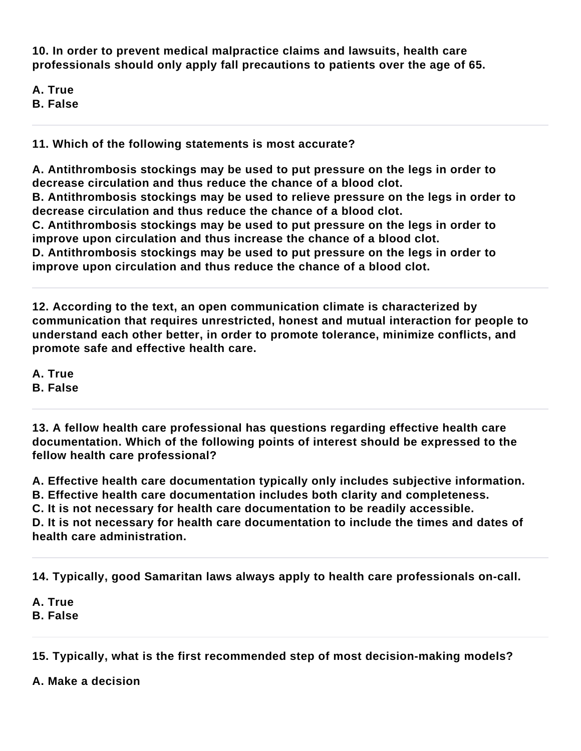**10. In order to prevent medical malpractice claims and lawsuits, health care professionals should only apply fall precautions to patients over the age of 65.**

**A. True**
**B. False**

---

**11. Which of the following statements is most accurate?**

**A. Antithrombosis stockings may be used to put pressure on the legs in order to decrease circulation and thus reduce the chance of a blood clot.**
**B. Antithrombosis stockings may be used to relieve pressure on the legs in order to decrease circulation and thus reduce the chance of a blood clot.**
**C. Antithrombosis stockings may be used to put pressure on the legs in order to improve upon circulation and thus increase the chance of a blood clot.**
**D. Antithrombosis stockings may be used to put pressure on the legs in order to improve upon circulation and thus reduce the chance of a blood clot.**

---

**12. According to the text, an open communication climate is characterized by communication that requires unrestricted, honest and mutual interaction for people to understand each other better, in order to promote tolerance, minimize conflicts, and promote safe and effective health care.**

**A. True**
**B. False**

---

**13. A fellow health care professional has questions regarding effective health care documentation. Which of the following points of interest should be expressed to the fellow health care professional?**

**A. Effective health care documentation typically only includes subjective information.**
**B. Effective health care documentation includes both clarity and completeness.**
**C. It is not necessary for health care documentation to be readily accessible.**
**D. It is not necessary for health care documentation to include the times and dates of health care administration.**

---

**14. Typically, good Samaritan laws always apply to health care professionals on-call.**

**A. True**
**B. False**

---

**15. Typically, what is the first recommended step of most decision-making models?**

**A. Make a decision**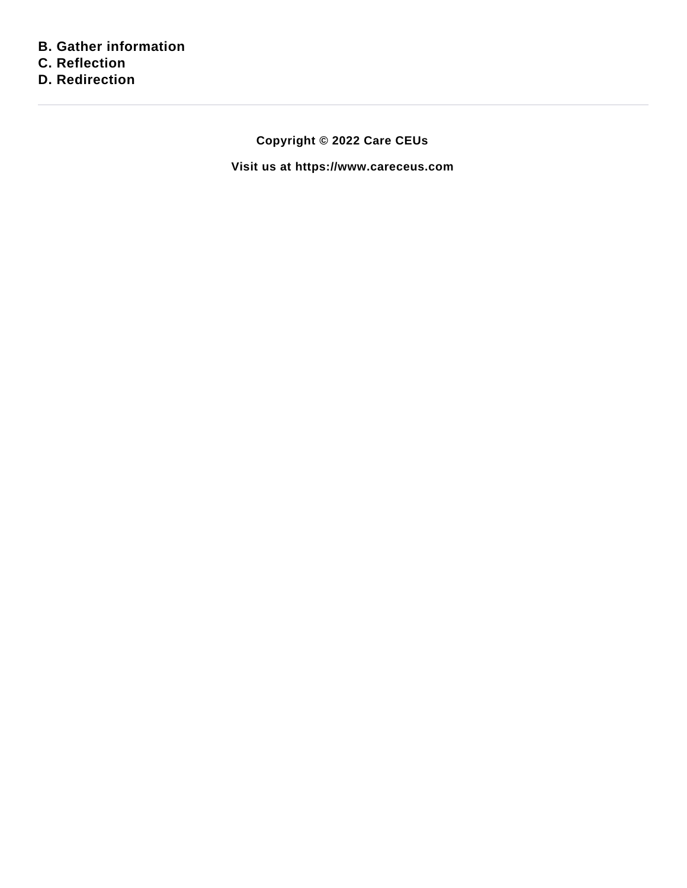**B. Gather information**
**C. Reflection**
**D. Redirection**

---

**Copyright © 2022 Care CEUs**

**Visit us at https://www.careceus.com**